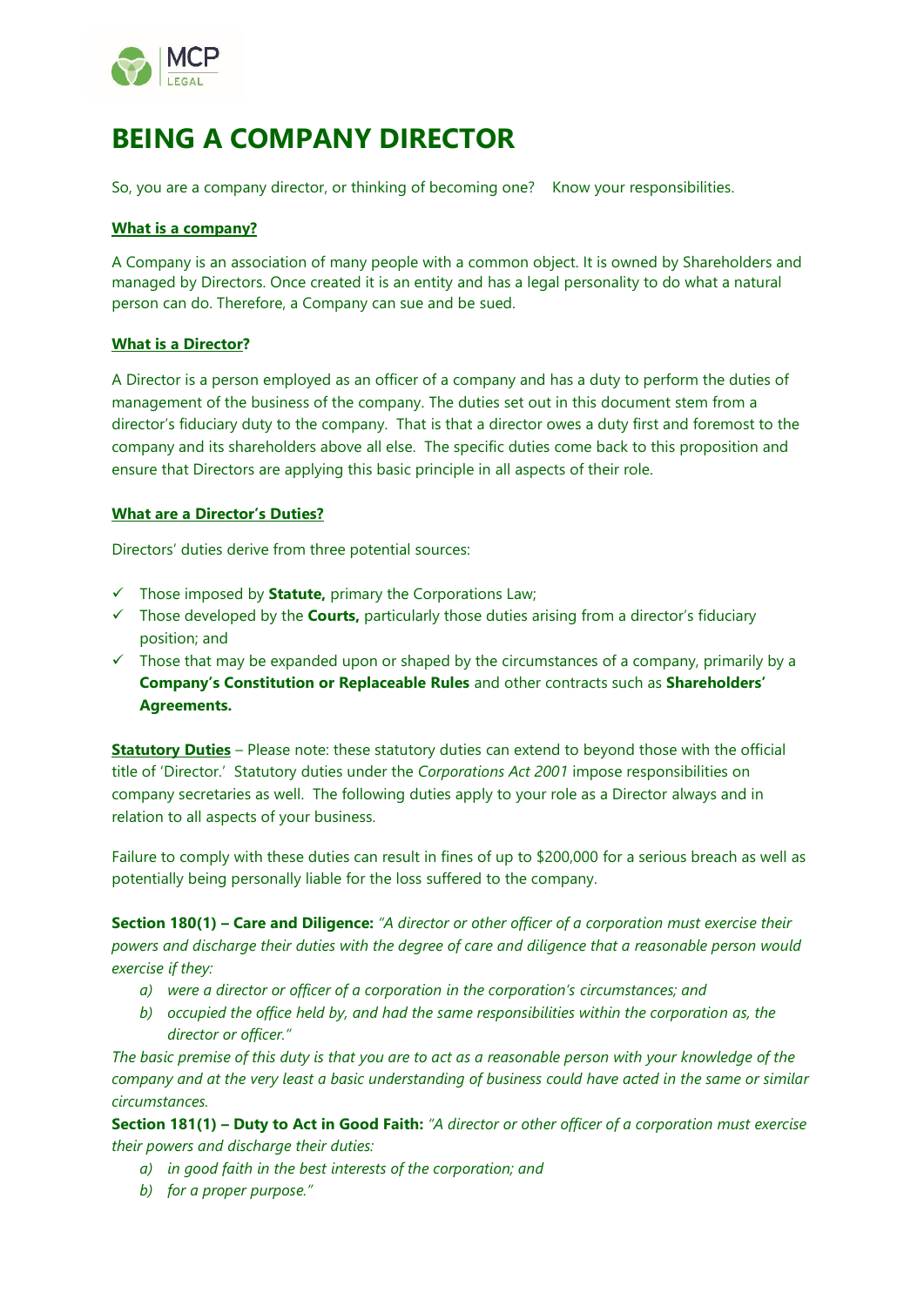# BEING A COMPANY DIRECTOR

So, you are a company director, or thinking of becoming one? Know your responsibilities.

**What is a company?**

A Company is an association of many people with a common object. It is owned by Shareholders and managed by Directors. Once created it is an entity and has a legal personality to do what a natural person can do. Therefore, a Company can sue and be sued.

**What is a Director?**

A Director is a person employed as an officer of a company and has a duty to perform the duties of management of the business of the company. The duties set out in this document stem from a director's fiduciary duty to the company. That is that a director owes a duty first and foremost to the company and its shareholders above all else. The specific duties come back to this proposition and ensure that Directors are applying this basic principle in all aspects of their role.

**What are a Director's Duties?**

Directors' duties derive from three potential sources:

- ✓ Those imposed by **Statute,** primary the Corporations Law;
- ✓ Those developed by the **Courts,** particularly those duties arising from a director's fiduciary position; and
- ✓ Those that may be expanded upon or shaped by the circumstances of a company, primarily by a **Company's Constitution or Replaceable Rules** and other contracts such as **Shareholders' Agreements.**

**Statutory Duties** – Please note: these statutory duties can extend to beyond those with the official title of 'Director.' Statutory duties under the *Corporations Act 2001* impose responsibilities on company secretaries as well. The following duties apply to your role as a Director always and in relation to all aspects of your business.

Failure to comply with these duties can result in fines of up to $200,000 for a serious breach as well as potentially being personally liable for the loss suffered to the company.

**Section 180(1) – Care and Diligence:** *"A director or other officer of a corporation must exercise their powers and discharge their duties with the degree of care and diligence that a reasonable person would exercise if they:*

*a) were a director or officer of a corporation in the corporation's circumstances; and*

*b) occupied the office held by, and had the same responsibilities within the corporation as, the director or officer."*

*The basic premise of this duty is that you are to act as a reasonable person with your knowledge of the company and at the very least a basic understanding of business could have acted in the same or similar circumstances.*

**Section 181(1) – Duty to Act in Good Faith:** *"A director or other officer of a corporation must exercise their powers and discharge their duties:*

*a) in good faith in the best interests of the corporation; and*

*b) for a proper purpose."*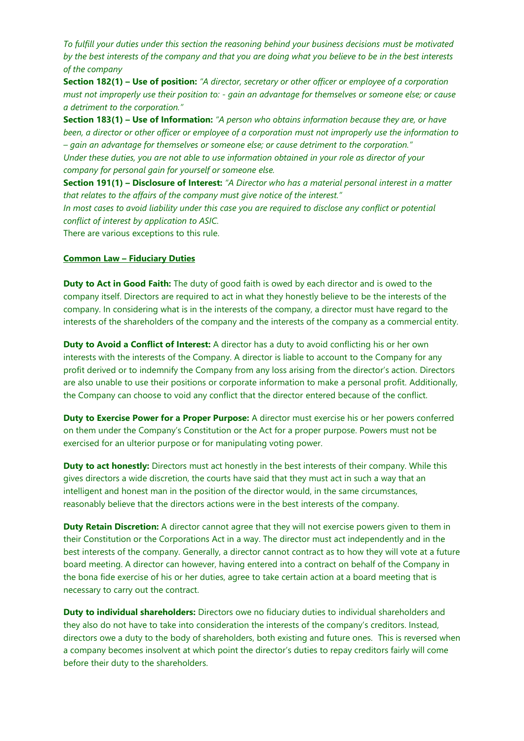*To fulfill your duties under this section the reasoning behind your business decisions must be motivated by the best interests of the company and that you are doing what you believe to be in the best interests of the company*

**Section 182(1) – Use of position:** *"A director, secretary or other officer or employee of a corporation must not improperly use their position to: - gain an advantage for themselves or someone else; or cause a detriment to the corporation."*

**Section 183(1) – Use of Information:** *"A person who obtains information because they are, or have been, a director or other officer or employee of a corporation must not improperly use the information to – gain an advantage for themselves or someone else; or cause detriment to the corporation."*

*Under these duties, you are not able to use information obtained in your role as director of your company for personal gain for yourself or someone else.*

**Section 191(1) – Disclosure of Interest:** *"A Director who has a material personal interest in a matter that relates to the affairs of the company must give notice of the interest."*

*In most cases to avoid liability under this case you are required to disclose any conflict or potential conflict of interest by application to ASIC.*

There are various exceptions to this rule.

**Common Law – Fiduciary Duties**

**Duty to Act in Good Faith:** The duty of good faith is owed by each director and is owed to the company itself. Directors are required to act in what they honestly believe to be the interests of the company. In considering what is in the interests of the company, a director must have regard to the interests of the shareholders of the company and the interests of the company as a commercial entity.

**Duty to Avoid a Conflict of Interest:** A director has a duty to avoid conflicting his or her own interests with the interests of the Company. A director is liable to account to the Company for any profit derived or to indemnify the Company from any loss arising from the director's action. Directors are also unable to use their positions or corporate information to make a personal profit. Additionally, the Company can choose to void any conflict that the director entered because of the conflict.

**Duty to Exercise Power for a Proper Purpose:** A director must exercise his or her powers conferred on them under the Company's Constitution or the Act for a proper purpose. Powers must not be exercised for an ulterior purpose or for manipulating voting power.

**Duty to act honestly:** Directors must act honestly in the best interests of their company. While this gives directors a wide discretion, the courts have said that they must act in such a way that an intelligent and honest man in the position of the director would, in the same circumstances, reasonably believe that the directors actions were in the best interests of the company.

**Duty Retain Discretion:** A director cannot agree that they will not exercise powers given to them in their Constitution or the Corporations Act in a way. The director must act independently and in the best interests of the company. Generally, a director cannot contract as to how they will vote at a future board meeting. A director can however, having entered into a contract on behalf of the Company in the bona fide exercise of his or her duties, agree to take certain action at a board meeting that is necessary to carry out the contract.

**Duty to individual shareholders:** Directors owe no fiduciary duties to individual shareholders and they also do not have to take into consideration the interests of the company's creditors. Instead, directors owe a duty to the body of shareholders, both existing and future ones. This is reversed when a company becomes insolvent at which point the director's duties to repay creditors fairly will come before their duty to the shareholders.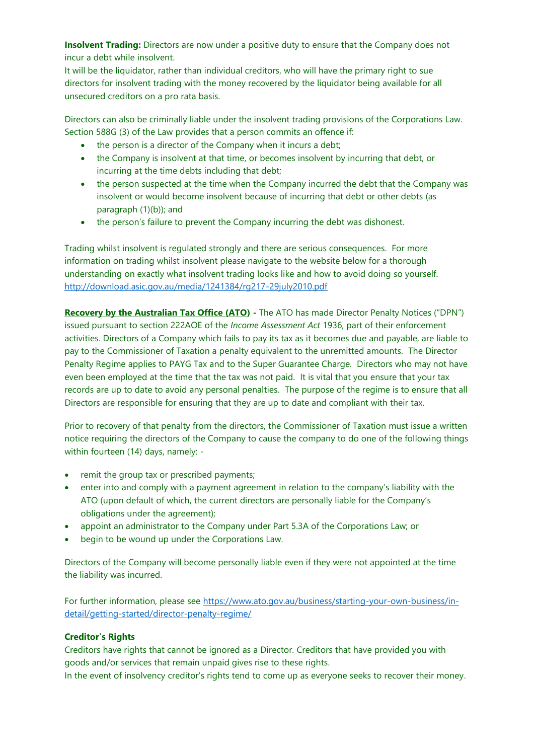**Insolvent Trading:** Directors are now under a positive duty to ensure that the Company does not incur a debt while insolvent.
It will be the liquidator, rather than individual creditors, who will have the primary right to sue directors for insolvent trading with the money recovered by the liquidator being available for all unsecured creditors on a pro rata basis.

Directors can also be criminally liable under the insolvent trading provisions of the Corporations Law. Section 588G (3) of the Law provides that a person commits an offence if:

- the person is a director of the Company when it incurs a debt;
- the Company is insolvent at that time, or becomes insolvent by incurring that debt, or incurring at the time debts including that debt;
- the person suspected at the time when the Company incurred the debt that the Company was insolvent or would become insolvent because of incurring that debt or other debts (as paragraph (1)(b)); and
- the person's failure to prevent the Company incurring the debt was dishonest.

Trading whilst insolvent is regulated strongly and there are serious consequences. For more information on trading whilst insolvent please navigate to the website below for a thorough understanding on exactly what insolvent trading looks like and how to avoid doing so yourself.
http://download.asic.gov.au/media/1241384/rg217-29july2010.pdf

**Recovery by the Australian Tax Office (ATO)** - The ATO has made Director Penalty Notices ("DPN") issued pursuant to section 222AOE of the *Income Assessment Act* 1936, part of their enforcement activities. Directors of a Company which fails to pay its tax as it becomes due and payable, are liable to pay to the Commissioner of Taxation a penalty equivalent to the unremitted amounts. The Director Penalty Regime applies to PAYG Tax and to the Super Guarantee Charge. Directors who may not have even been employed at the time that the tax was not paid. It is vital that you ensure that your tax records are up to date to avoid any personal penalties. The purpose of the regime is to ensure that all Directors are responsible for ensuring that they are up to date and compliant with their tax.

Prior to recovery of that penalty from the directors, the Commissioner of Taxation must issue a written notice requiring the directors of the Company to cause the company to do one of the following things within fourteen (14) days, namely: -

- remit the group tax or prescribed payments;
- enter into and comply with a payment agreement in relation to the company's liability with the ATO (upon default of which, the current directors are personally liable for the Company's obligations under the agreement);
- appoint an administrator to the Company under Part 5.3A of the Corporations Law; or
- begin to be wound up under the Corporations Law.

Directors of the Company will become personally liable even if they were not appointed at the time the liability was incurred.

For further information, please see https://www.ato.gov.au/business/starting-your-own-business/in-detail/getting-started/director-penalty-regime/

**Creditor's Rights**

Creditors have rights that cannot be ignored as a Director. Creditors that have provided you with goods and/or services that remain unpaid gives rise to these rights.
In the event of insolvency creditor's rights tend to come up as everyone seeks to recover their money.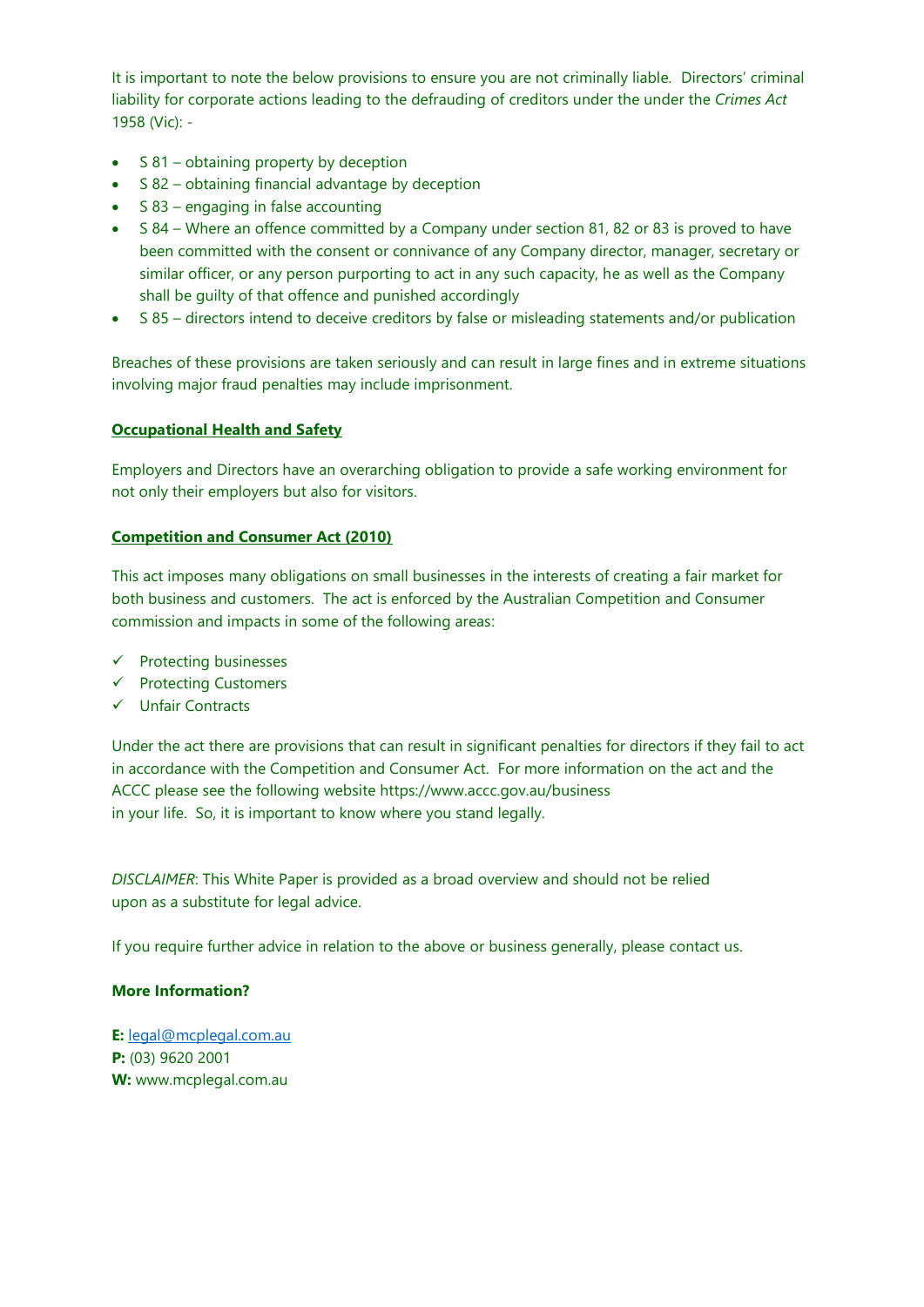It is important to note the below provisions to ensure you are not criminally liable. Directors' criminal liability for corporate actions leading to the defrauding of creditors under the under the *Crimes Act* 1958 (Vic): -

- S 81 – obtaining property by deception
- S 82 – obtaining financial advantage by deception
- S 83 – engaging in false accounting
- S 84 – Where an offence committed by a Company under section 81, 82 or 83 is proved to have been committed with the consent or connivance of any Company director, manager, secretary or similar officer, or any person purporting to act in any such capacity, he as well as the Company shall be guilty of that offence and punished accordingly
- S 85 – directors intend to deceive creditors by false or misleading statements and/or publication

Breaches of these provisions are taken seriously and can result in large fines and in extreme situations involving major fraud penalties may include imprisonment.

**Occupational Health and Safety**

Employers and Directors have an overarching obligation to provide a safe working environment for not only their employers but also for visitors.

**Competition and Consumer Act (2010)**

This act imposes many obligations on small businesses in the interests of creating a fair market for both business and customers. The act is enforced by the Australian Competition and Consumer commission and impacts in some of the following areas:

- ✓ Protecting businesses
- ✓ Protecting Customers
- ✓ Unfair Contracts

Under the act there are provisions that can result in significant penalties for directors if they fail to act in accordance with the Competition and Consumer Act. For more information on the act and the ACCC please see the following website https://www.accc.gov.au/business
in your life. So, it is important to know where you stand legally.

*DISCLAIMER*: This White Paper is provided as a broad overview and should not be relied upon as a substitute for legal advice.

If you require further advice in relation to the above or business generally, please contact us.

**More Information?**

**E:** legal@mcplegal.com.au
**P:** (03) 9620 2001
**W:** www.mcplegal.com.au